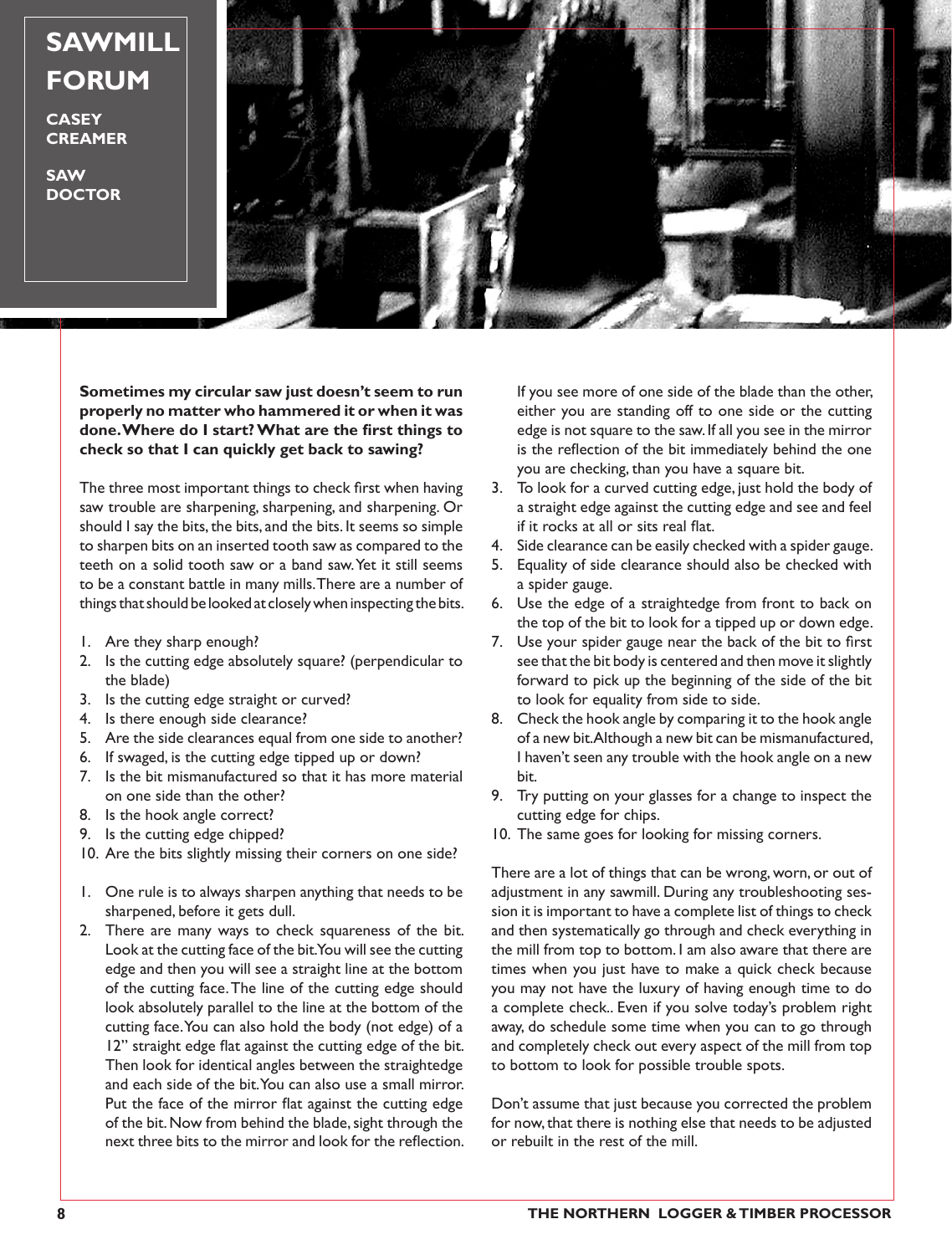# SAWMILL FORUM

**CASEY CREAMER**

**SAW DOCTOR**

**Sometimes my circular saw just doesn't seem to run properly no matter who hammered it or when it was done. Where do I start? What are the first things to check so that I can quickly get back to sawing?**

The three most important things to check first when having saw trouble are sharpening, sharpening, and sharpening. Or should I say the bits, the bits, and the bits. It seems so simple to sharpen bits on an inserted tooth saw as compared to the teeth on a solid tooth saw or a band saw. Yet it still seems to be a constant battle in many mills. There are a number of things that should be looked at closely when inspecting the bits.

1. Are they sharp enough?
2. Is the cutting edge absolutely square? (perpendicular to the blade)
3. Is the cutting edge straight or curved?
4. Is there enough side clearance?
5. Are the side clearances equal from one side to another?
6. If swaged, is the cutting edge tipped up or down?
7. Is the bit mismanufactured so that it has more material on one side than the other?
8. Is the hook angle correct?
9. Is the cutting edge chipped?
10. Are the bits slightly missing their corners on one side?

1. One rule is to always sharpen anything that needs to be sharpened, before it gets dull.
2. There are many ways to check squareness of the bit. Look at the cutting face of the bit. You will see the cutting edge and then you will see a straight line at the bottom of the cutting face. The line of the cutting edge should look absolutely parallel to the line at the bottom of the cutting face. You can also hold the body (not edge) of a 12" straight edge flat against the cutting edge of the bit. Then look for identical angles between the straightedge and each side of the bit. You can also use a small mirror. Put the face of the mirror flat against the cutting edge of the bit. Now from behind the blade, sight through the next three bits to the mirror and look for the reflection. If you see more of one side of the blade than the other, either you are standing off to one side or the cutting edge is not square to the saw. If all you see in the mirror is the reflection of the bit immediately behind the one you are checking, than you have a square bit.
3. To look for a curved cutting edge, just hold the body of a straight edge against the cutting edge and see and feel if it rocks at all or sits real flat.
4. Side clearance can be easily checked with a spider gauge.
5. Equality of side clearance should also be checked with a spider gauge.
6. Use the edge of a straightedge from front to back on the top of the bit to look for a tipped up or down edge.
7. Use your spider gauge near the back of the bit to first see that the bit body is centered and then move it slightly forward to pick up the beginning of the side of the bit to look for equality from side to side.
8. Check the hook angle by comparing it to the hook angle of a new bit. Although a new bit can be mismanufactured, I haven't seen any trouble with the hook angle on a new bit.
9. Try putting on your glasses for a change to inspect the cutting edge for chips.
10. The same goes for looking for missing corners.

There are a lot of things that can be wrong, worn, or out of adjustment in any sawmill. During any troubleshooting session it is important to have a complete list of things to check and then systematically go through and check everything in the mill from top to bottom. I am also aware that there are times when you just have to make a quick check because you may not have the luxury of having enough time to do a complete check.. Even if you solve today's problem right away, do schedule some time when you can to go through and completely check out every aspect of the mill from top to bottom to look for possible trouble spots.

Don't assume that just because you corrected the problem for now, that there is nothing else that needs to be adjusted or rebuilt in the rest of the mill.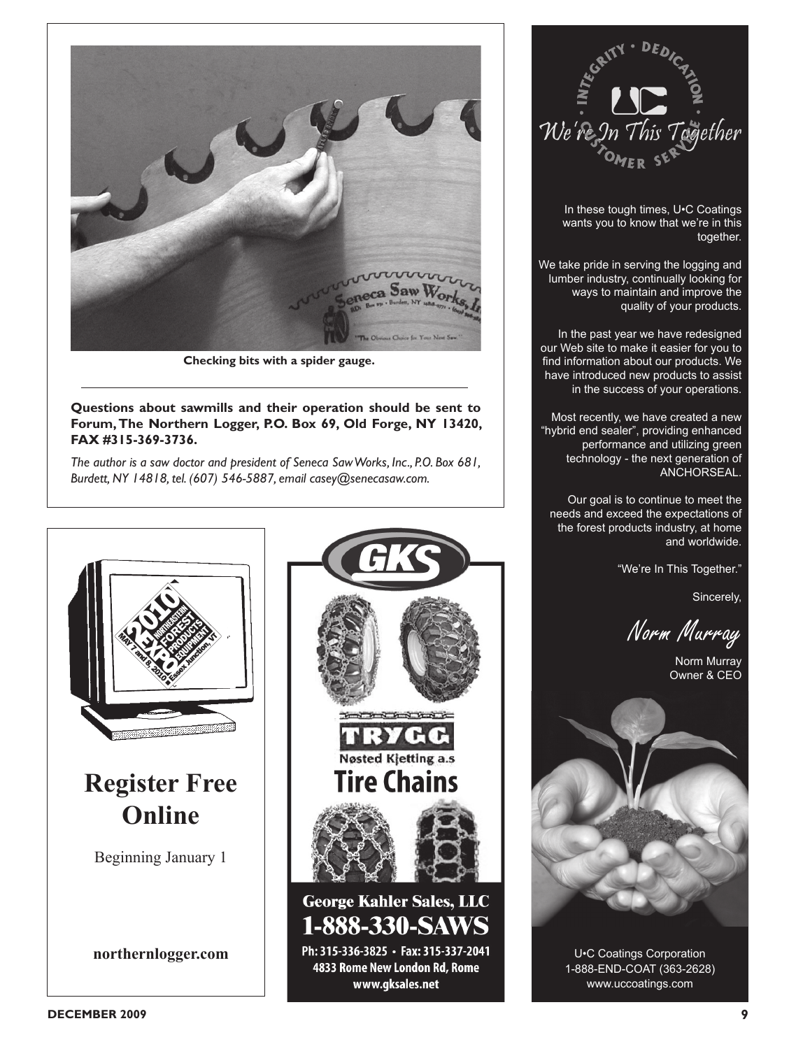Checking bits with a spider gauge.

---

**Questions about sawmills and their operation should be sent to Forum, The Northern Logger, P.O. Box 69, Old Forge, NY 13420, FAX #315-369-3736.**

*The author is a saw doctor and president of Seneca Saw Works, Inc., P.O. Box 681, Burdett, NY 14818, tel. (607) 546-5887, email casey@senecasaw.com.*

---

2010 Northeastern Forest Products Equipment Expo

May 7 and 8, 2010 ■ Essex Junction, VT

## Register Free Online

Beginning January 1

**northernlogger.com**

---

GKS

TRYGG

Nøsted Kjetting a.s

**Tire Chains**

**George Kahler Sales, LLC**

**1-888-330-SAWS**

Ph: 315-336-3825 • Fax: 315-337-2041

4833 Rome New London Rd, Rome

www.gksales.net

---

Integrity • Dedication • Customer Service

We're In This Together

In these tough times, U•C Coatings wants you to know that we're in this together.

We take pride in serving the logging and lumber industry, continually looking for ways to maintain and improve the quality of your products.

In the past year we have redesigned our Web site to make it easier for you to find information about our products. We have introduced new products to assist in the success of your operations.

Most recently, we have created a new "hybrid end sealer", providing enhanced performance and utilizing green technology - the next generation of ANCHORSEAL.

Our goal is to continue to meet the needs and exceed the expectations of the forest products industry, at home and worldwide.

"We're In This Together."

Sincerely,

*Norm Murray*

Norm Murray
Owner & CEO

U•C Coatings Corporation
1-888-END-COAT (363-2628)
www.uccoatings.com